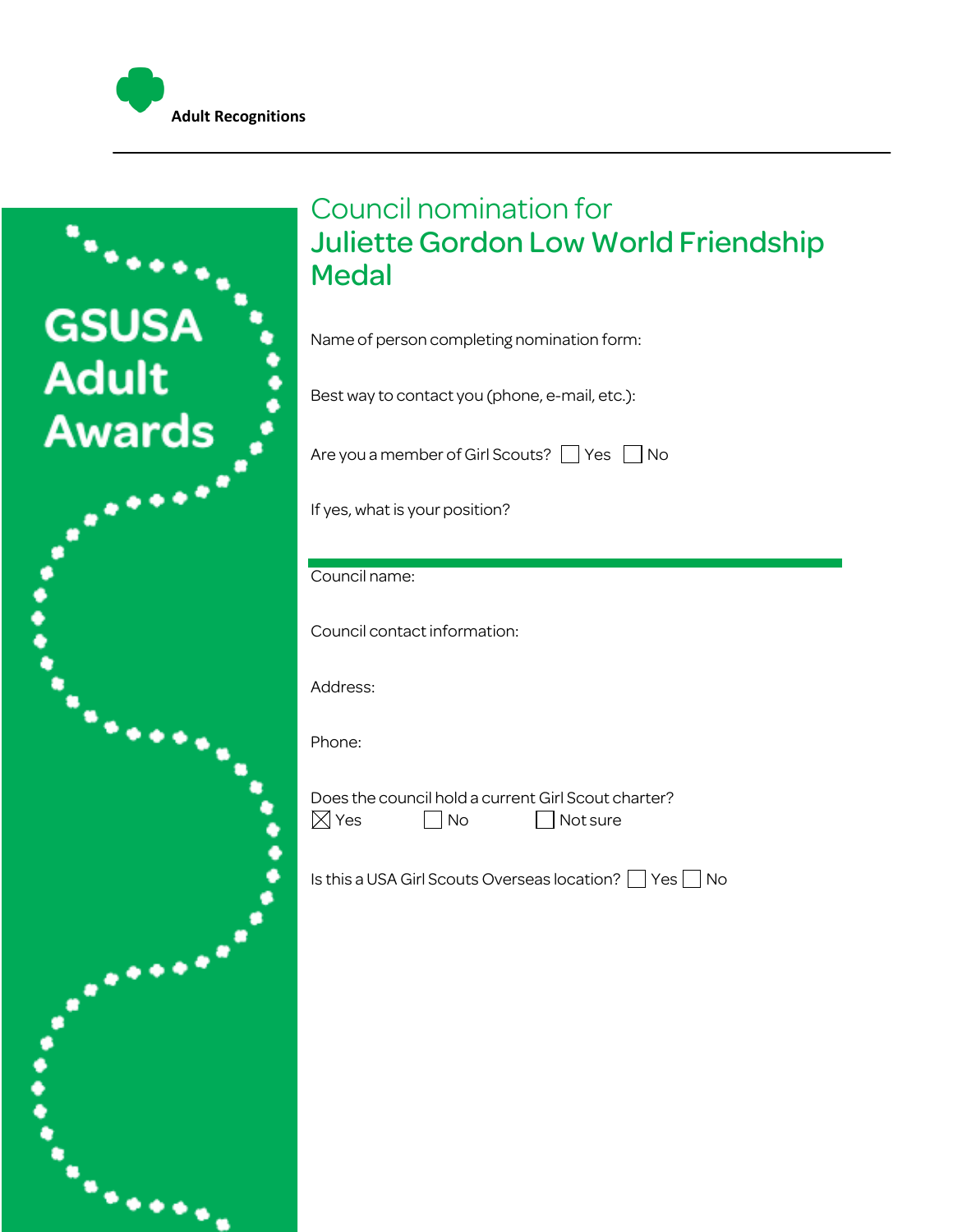Adult Recognitions

GSUSA Adult Awards

# Council nomination for
# Juliette Gordon Low World Friendship Medal

Name of person completing nomination form:

Best way to contact you (phone, e-mail, etc.):

Are you a member of Girl Scouts? ☐ Yes ☐ No

If yes, what is your position?

Council name:

Council contact information:

Address:

Phone:

Does the council hold a current Girl Scout charter?
☒ Yes ☐ No ☐ Not sure

Is this a USA Girl Scouts Overseas location? ☐ Yes ☐ No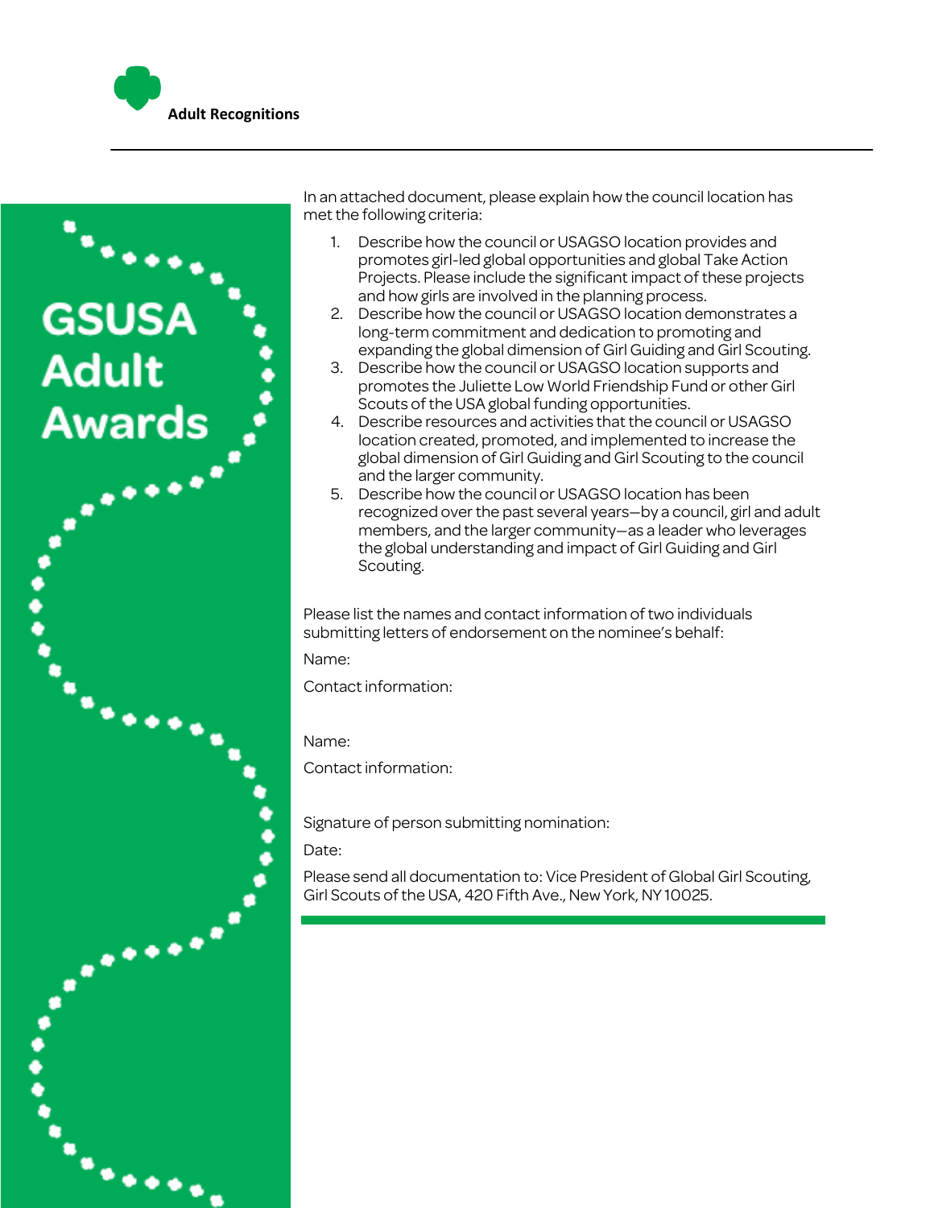**Adult Recognitions**

# GSUSA Adult Awards

In an attached document, please explain how the council location has met the following criteria:

1. Describe how the council or USAGSO location provides and promotes girl-led global opportunities and global Take Action Projects. Please include the significant impact of these projects and how girls are involved in the planning process.
2. Describe how the council or USAGSO location demonstrates a long-term commitment and dedication to promoting and expanding the global dimension of Girl Guiding and Girl Scouting.
3. Describe how the council or USAGSO location supports and promotes the Juliette Low World Friendship Fund or other Girl Scouts of the USA global funding opportunities.
4. Describe resources and activities that the council or USAGSO location created, promoted, and implemented to increase the global dimension of Girl Guiding and Girl Scouting to the council and the larger community.
5. Describe how the council or USAGSO location has been recognized over the past several years—by a council, girl and adult members, and the larger community—as a leader who leverages the global understanding and impact of Girl Guiding and Girl Scouting.

Please list the names and contact information of two individuals submitting letters of endorsement on the nominee's behalf:

Name:

Contact information:

Name:

Contact information:

Signature of person submitting nomination:

Date:

Please send all documentation to: Vice President of Global Girl Scouting, Girl Scouts of the USA, 420 Fifth Ave., New York, NY 10025.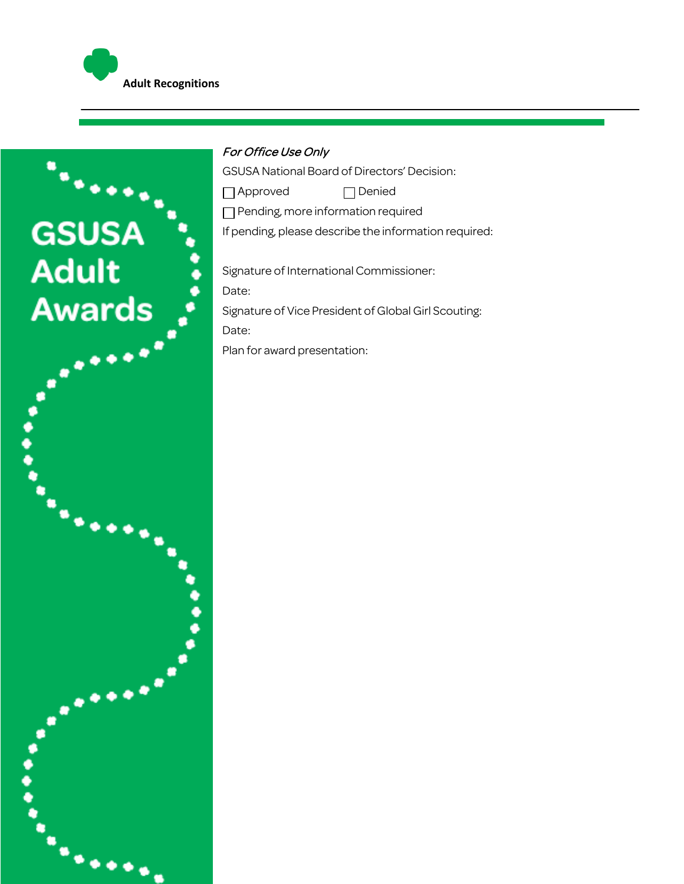**Adult Recognitions**

GSUSA Adult Awards

*For Office Use Only*

GSUSA National Board of Directors' Decision:

☐ Approved ☐ Denied

☐ Pending, more information required

If pending, please describe the information required:

Signature of International Commissioner:

Date:

Signature of Vice President of Global Girl Scouting:

Date:

Plan for award presentation: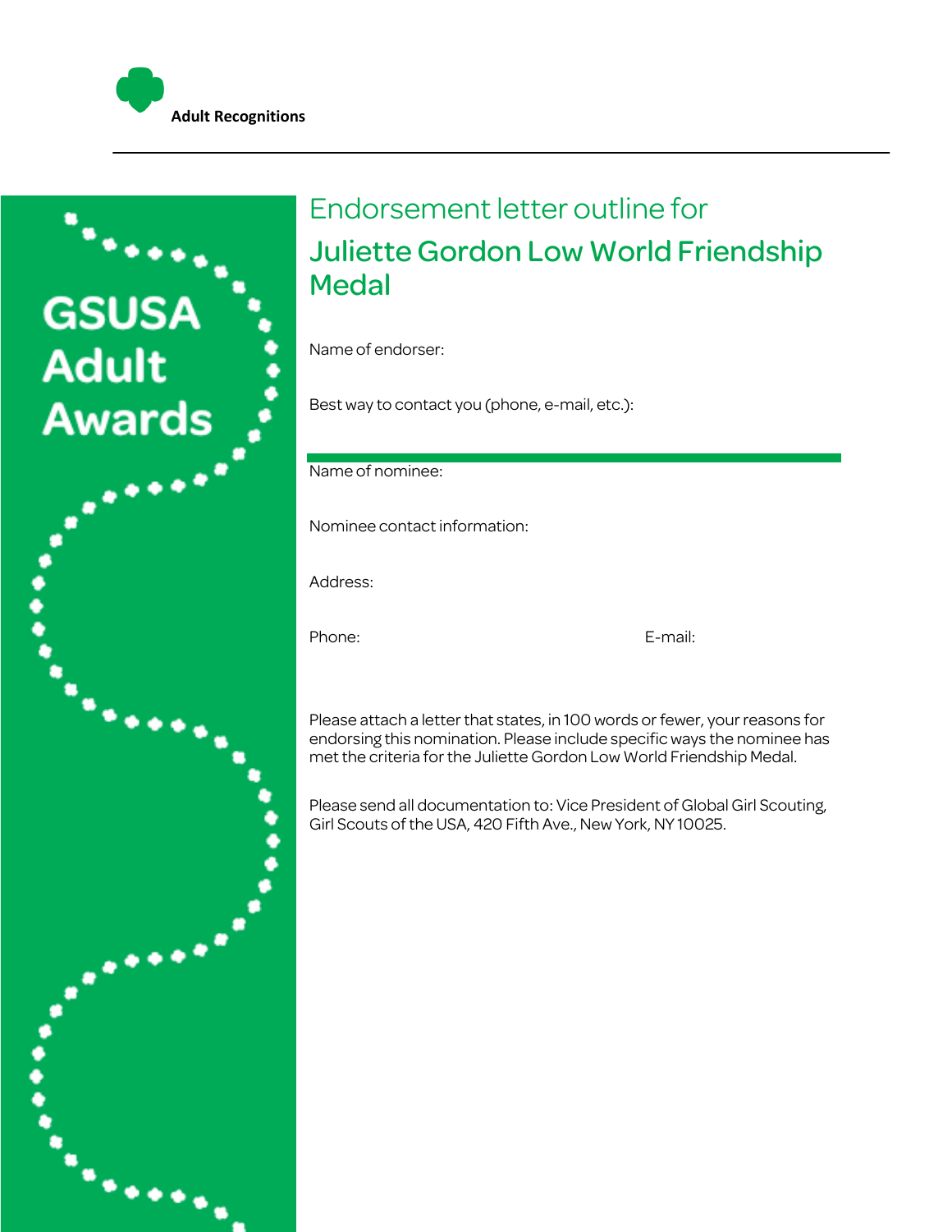Adult Recognitions

GSUSA Adult Awards

# Endorsement letter outline for

## Juliette Gordon Low World Friendship Medal

Name of endorser:

Best way to contact you (phone, e-mail, etc.):

---

Name of nominee:

Nominee contact information:

Address:

Phone: E-mail:

Please attach a letter that states, in 100 words or fewer, your reasons for endorsing this nomination. Please include specific ways the nominee has met the criteria for the Juliette Gordon Low World Friendship Medal.

Please send all documentation to: Vice President of Global Girl Scouting, Girl Scouts of the USA, 420 Fifth Ave., New York, NY 10025.